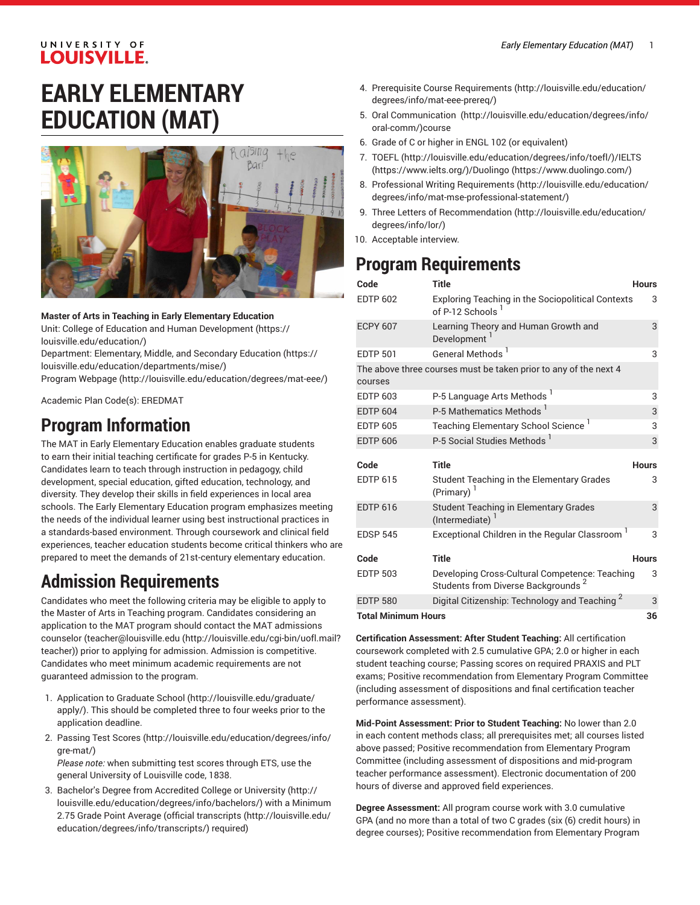# EARLY ELEMENTARY EDUCATION (MAT)

**Master of Arts in Teaching in Early Elementary Education**
Unit: College of Education and Human Development (https://louisville.edu/education/)
Department: Elementary, Middle, and Secondary Education (https://louisville.edu/education/departments/mise/)
Program Webpage (http://louisville.edu/education/degrees/mat-eee/)

Academic Plan Code(s): EREDMAT

## Program Information

The MAT in Early Elementary Education enables graduate students to earn their initial teaching certificate for grades P-5 in Kentucky. Candidates learn to teach through instruction in pedagogy, child development, special education, gifted education, technology, and diversity. They develop their skills in field experiences in local area schools. The Early Elementary Education program emphasizes meeting the needs of the individual learner using best instructional practices in a standards-based environment. Through coursework and clinical field experiences, teacher education students become critical thinkers who are prepared to meet the demands of 21st-century elementary education.

## Admission Requirements

Candidates who meet the following criteria may be eligible to apply to the Master of Arts in Teaching program. Candidates considering an application to the MAT program should contact the MAT admissions counselor (teacher@louisville.edu (http://louisville.edu/cgi-bin/uofl.mail?teacher)) prior to applying for admission. Admission is competitive. Candidates who meet minimum academic requirements are not guaranteed admission to the program.

1. Application to Graduate School (http://louisville.edu/graduate/apply/). This should be completed three to four weeks prior to the application deadline.
2. Passing Test Scores (http://louisville.edu/education/degrees/info/gre-mat/)
   *Please note:* when submitting test scores through ETS, use the general University of Louisville code, 1838.
3. Bachelor's Degree from Accredited College or University (http://louisville.edu/education/degrees/info/bachelors/) with a Minimum 2.75 Grade Point Average (official transcripts (http://louisville.edu/education/degrees/info/transcripts/) required)
4. Prerequisite Course Requirements (http://louisville.edu/education/degrees/info/mat-eee-prereq/)
5. Oral Communication (http://louisville.edu/education/degrees/info/oral-comm/)course
6. Grade of C or higher in ENGL 102 (or equivalent)
7. TOEFL (http://louisville.edu/education/degrees/info/toefl/)/IELTS (https://www.ielts.org/)/Duolingo (https://www.duolingo.com/)
8. Professional Writing Requirements (http://louisville.edu/education/degrees/info/mat-mse-professional-statement/)
9. Three Letters of Recommendation (http://louisville.edu/education/degrees/info/lor/)
10. Acceptable interview.

## Program Requirements

| Code | Title | Hours |
|---|---|---|
| EDTP 602 | Exploring Teaching in the Sociopolitical Contexts of P-12 Schools [1] | 3 |
| ECPY 607 | Learning Theory and Human Growth and Development [1] | 3 |
| EDTP 501 | General Methods [1] | 3 |
| The above three courses must be taken prior to any of the next 4 courses | | |
| EDTP 603 | P-5 Language Arts Methods [1] | 3 |
| EDTP 604 | P-5 Mathematics Methods [1] | 3 |
| EDTP 605 | Teaching Elementary School Science [1] | 3 |
| EDTP 606 | P-5 Social Studies Methods [1] | 3 |
| **Code** | **Title** | **Hours** |
| EDTP 615 | Student Teaching in the Elementary Grades (Primary) [1] | 3 |
| EDTP 616 | Student Teaching in Elementary Grades (Intermediate) [1] | 3 |
| EDSP 545 | Exceptional Children in the Regular Classroom [1] | 3 |
| **Code** | **Title** | **Hours** |
| EDTP 503 | Developing Cross-Cultural Competence: Teaching Students from Diverse Backgrounds [2] | 3 |
| EDTP 580 | Digital Citizenship: Technology and Teaching [2] | 3 |
| **Total Minimum Hours** | | **36** |

**Certification Assessment: After Student Teaching:** All certification coursework completed with 2.5 cumulative GPA; 2.0 or higher in each student teaching course; Passing scores on required PRAXIS and PLT exams; Positive recommendation from Elementary Program Committee (including assessment of dispositions and final certification teacher performance assessment).

**Mid-Point Assessment: Prior to Student Teaching:** No lower than 2.0 in each content methods class; all prerequisites met; all courses listed above passed; Positive recommendation from Elementary Program Committee (including assessment of dispositions and mid-program teacher performance assessment). Electronic documentation of 200 hours of diverse and approved field experiences.

**Degree Assessment:** All program course work with 3.0 cumulative GPA (and no more than a total of two C grades (six (6) credit hours) in degree courses); Positive recommendation from Elementary Program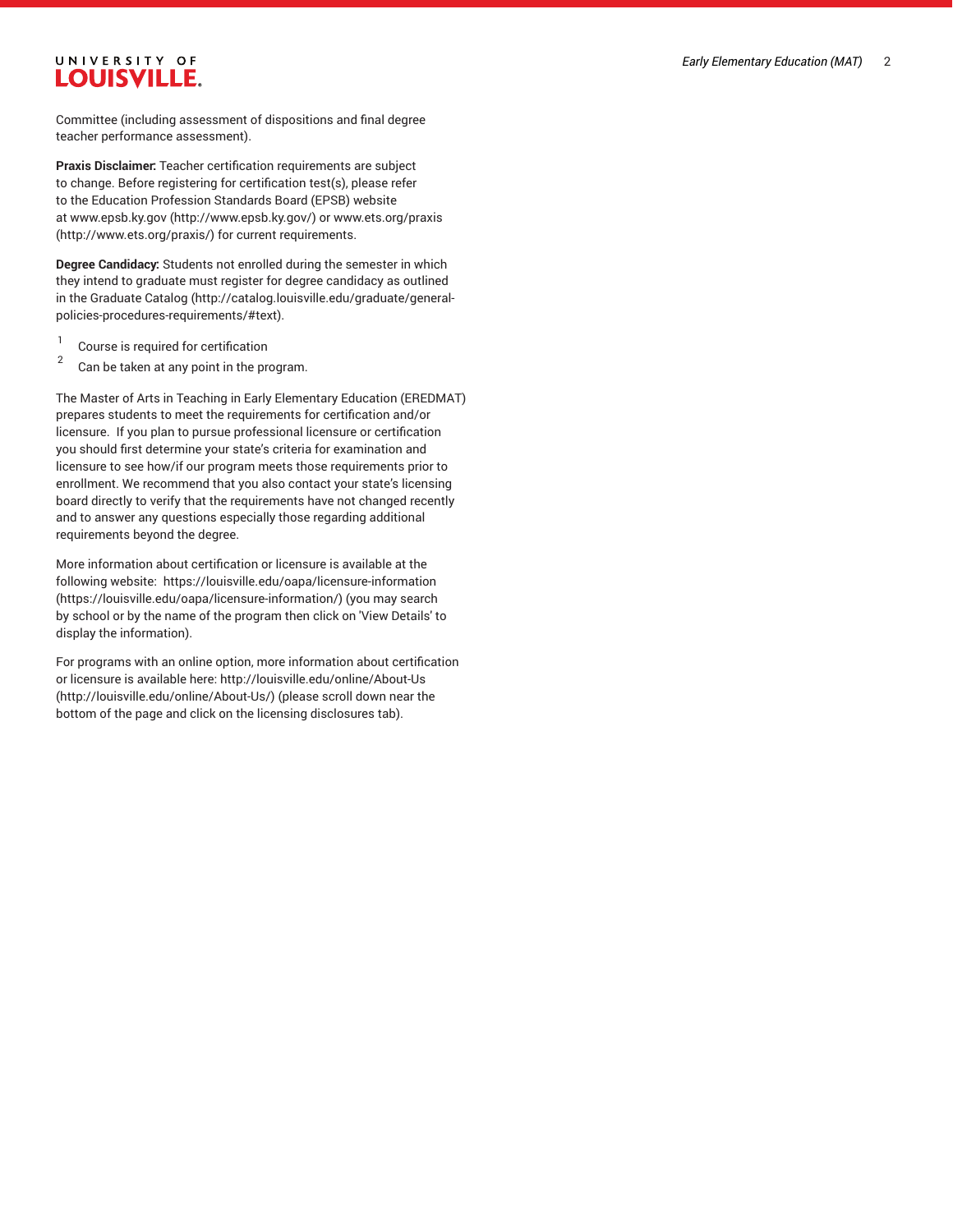Committee (including assessment of dispositions and final degree teacher performance assessment).

**Praxis Disclaimer:** Teacher certification requirements are subject to change. Before registering for certification test(s), please refer to the Education Profession Standards Board (EPSB) website at www.epsb.ky.gov (http://www.epsb.ky.gov/) or www.ets.org/praxis (http://www.ets.org/praxis/) for current requirements.

**Degree Candidacy:** Students not enrolled during the semester in which they intend to graduate must register for degree candidacy as outlined in the Graduate Catalog (http://catalog.louisville.edu/graduate/general-policies-procedures-requirements/#text).

[1] Course is required for certification

[2] Can be taken at any point in the program.

The Master of Arts in Teaching in Early Elementary Education (EREDMAT) prepares students to meet the requirements for certification and/or licensure. If you plan to pursue professional licensure or certification you should first determine your state's criteria for examination and licensure to see how/if our program meets those requirements prior to enrollment. We recommend that you also contact your state's licensing board directly to verify that the requirements have not changed recently and to answer any questions especially those regarding additional requirements beyond the degree.

More information about certification or licensure is available at the following website: https://louisville.edu/oapa/licensure-information (https://louisville.edu/oapa/licensure-information/) (you may search by school or by the name of the program then click on 'View Details' to display the information).

For programs with an online option, more information about certification or licensure is available here: http://louisville.edu/online/About-Us (http://louisville.edu/online/About-Us/) (please scroll down near the bottom of the page and click on the licensing disclosures tab).